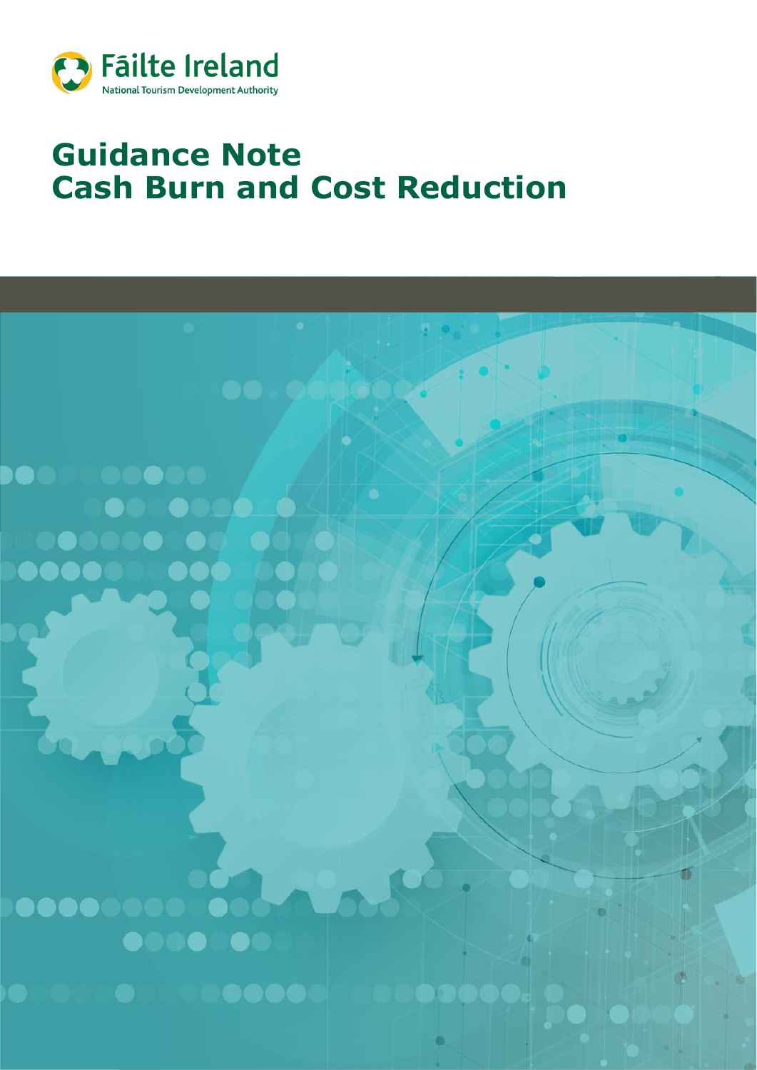Fāilte Ireland

National Tourism Development Authority

# Guidance Note
# Cash Burn and Cost Reduction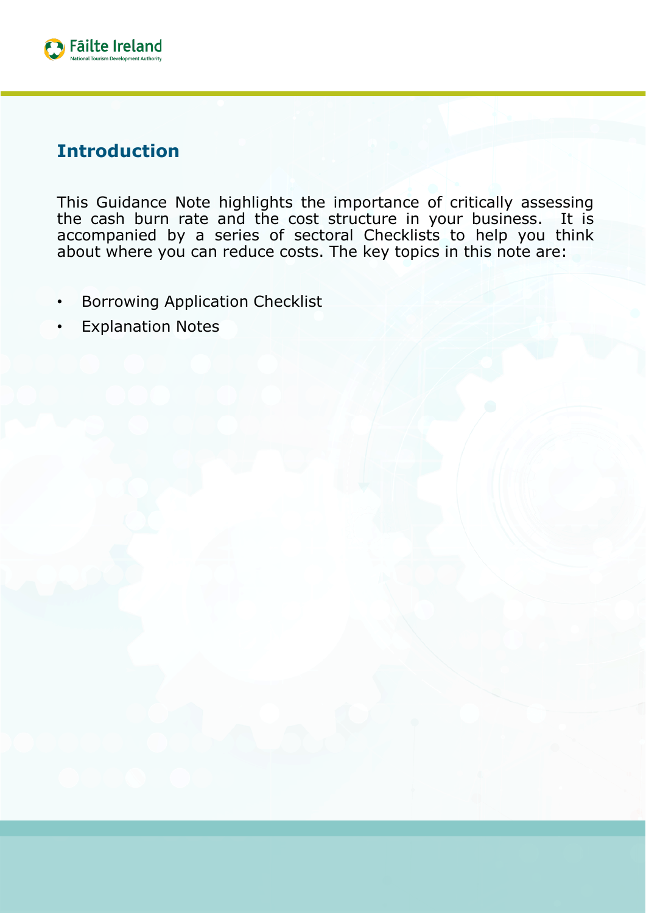## Introduction

This Guidance Note highlights the importance of critically assessing the cash burn rate and the cost structure in your business. It is accompanied by a series of sectoral Checklists to help you think about where you can reduce costs. The key topics in this note are:

- Borrowing Application Checklist
- Explanation Notes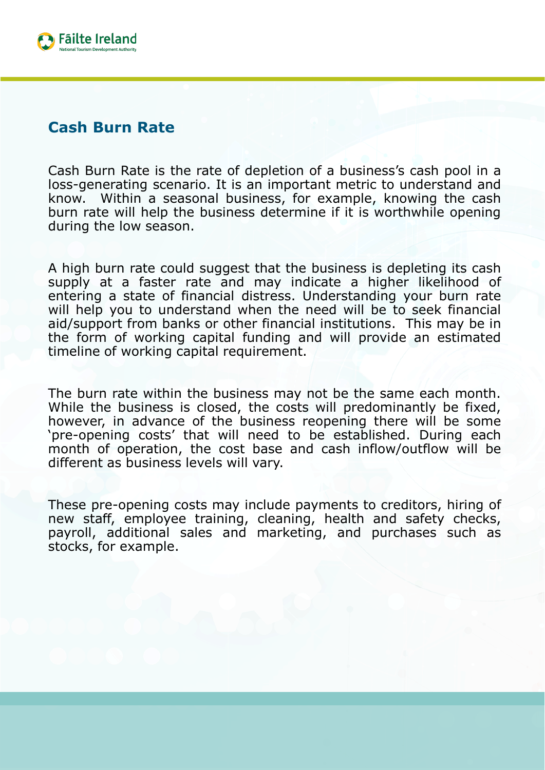## Cash Burn Rate

Cash Burn Rate is the rate of depletion of a business's cash pool in a loss-generating scenario. It is an important metric to understand and know. Within a seasonal business, for example, knowing the cash burn rate will help the business determine if it is worthwhile opening during the low season.

A high burn rate could suggest that the business is depleting its cash supply at a faster rate and may indicate a higher likelihood of entering a state of financial distress. Understanding your burn rate will help you to understand when the need will be to seek financial aid/support from banks or other financial institutions. This may be in the form of working capital funding and will provide an estimated timeline of working capital requirement.

The burn rate within the business may not be the same each month. While the business is closed, the costs will predominantly be fixed, however, in advance of the business reopening there will be some 'pre-opening costs' that will need to be established. During each month of operation, the cost base and cash inflow/outflow will be different as business levels will vary.

These pre-opening costs may include payments to creditors, hiring of new staff, employee training, cleaning, health and safety checks, payroll, additional sales and marketing, and purchases such as stocks, for example.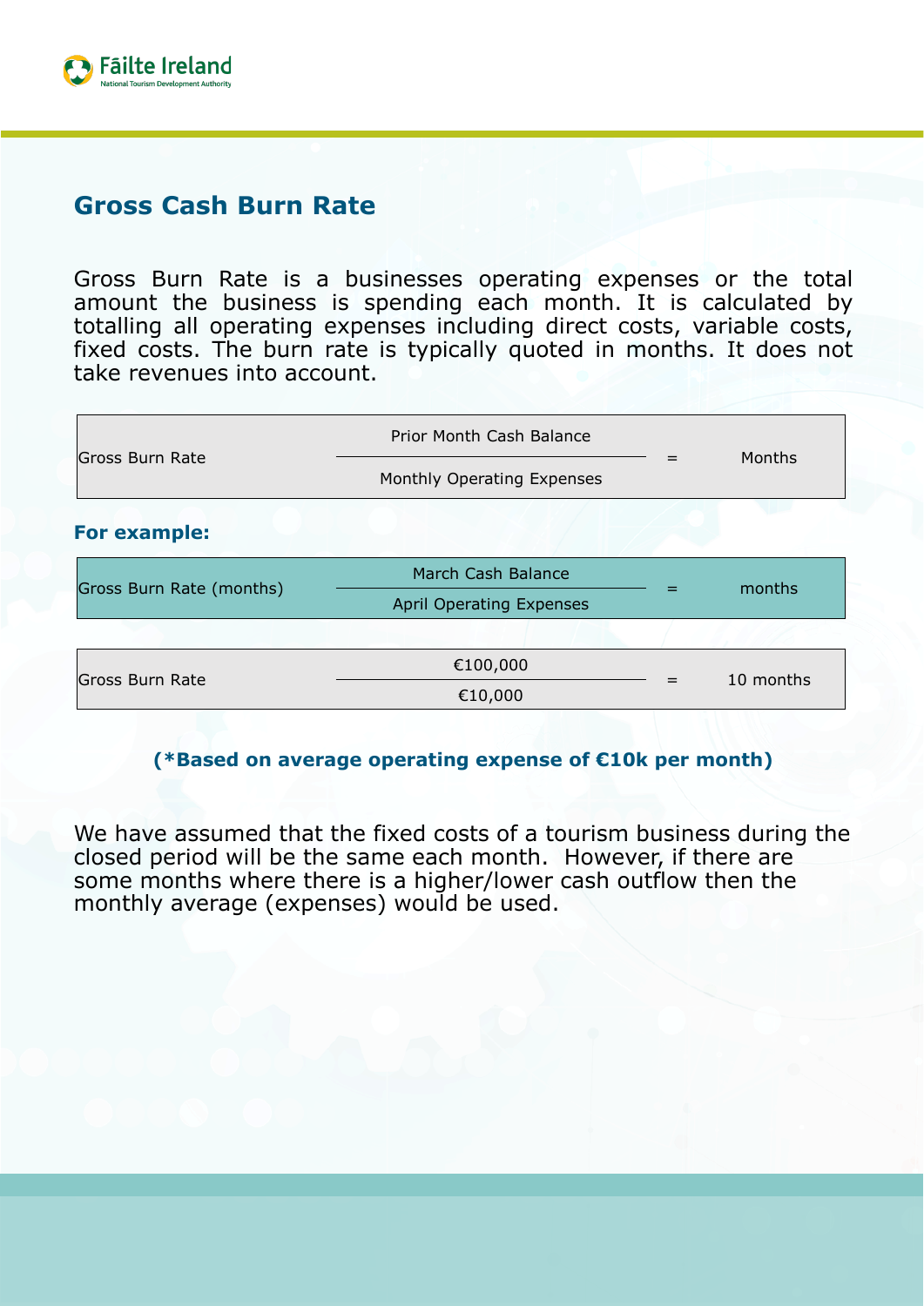## Gross Cash Burn Rate

Gross Burn Rate is a businesses operating expenses or the total amount the business is spending each month. It is calculated by totalling all operating expenses including direct costs, variable costs, fixed costs. The burn rate is typically quoted in months. It does not take revenues into account.

$$\text{Gross Burn Rate} \quad \frac{\text{Prior Month Cash Balance}}{\text{Monthly Operating Expenses}} = \text{Months}$$

**For example:**

$$\text{Gross Burn Rate (months)} \quad \frac{\text{March Cash Balance}}{\text{April Operating Expenses}} = \text{months}$$

$$\text{Gross Burn Rate} \quad \frac{€100{,}000}{€10{,}000} = 10 \text{ months}$$

**(*Based on average operating expense of €10k per month)**

We have assumed that the fixed costs of a tourism business during the closed period will be the same each month. However, if there are some months where there is a higher/lower cash outflow then the monthly average (expenses) would be used.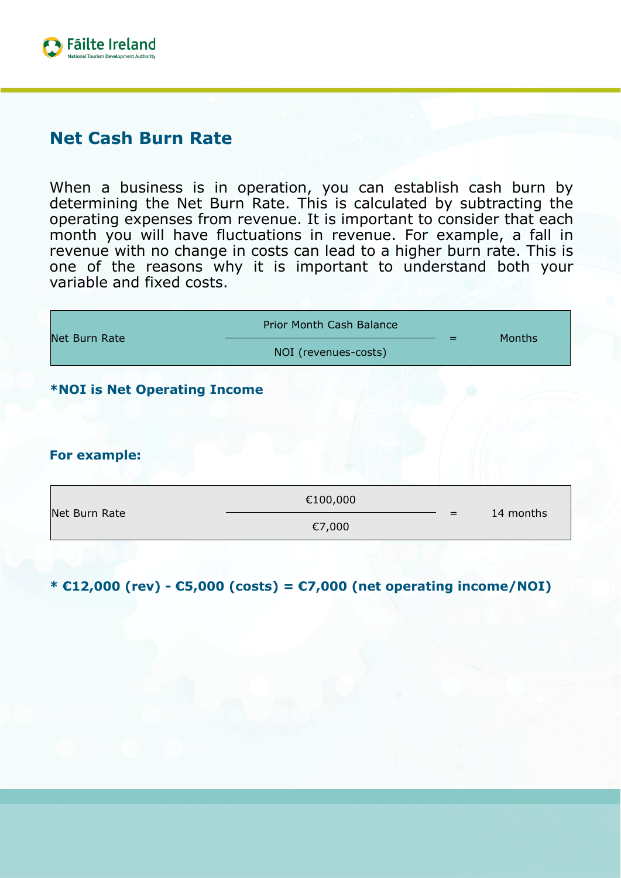## Net Cash Burn Rate

When a business is in operation, you can establish cash burn by determining the Net Burn Rate. This is calculated by subtracting the operating expenses from revenue. It is important to consider that each month you will have fluctuations in revenue. For example, a fall in revenue with no change in costs can lead to a higher burn rate. This is one of the reasons why it is important to understand both your variable and fixed costs.

$$\text{Net Burn Rate} \quad \frac{\text{Prior Month Cash Balance}}{\text{NOI (revenues-costs)}} = \text{Months}$$

***NOI is Net Operating Income**

**For example:**

$$\text{Net Burn Rate} \quad \frac{€100{,}000}{€7{,}000} = 14 \text{ months}$$

**\* €12,000 (rev) - €5,000 (costs) = €7,000 (net operating income/NOI)**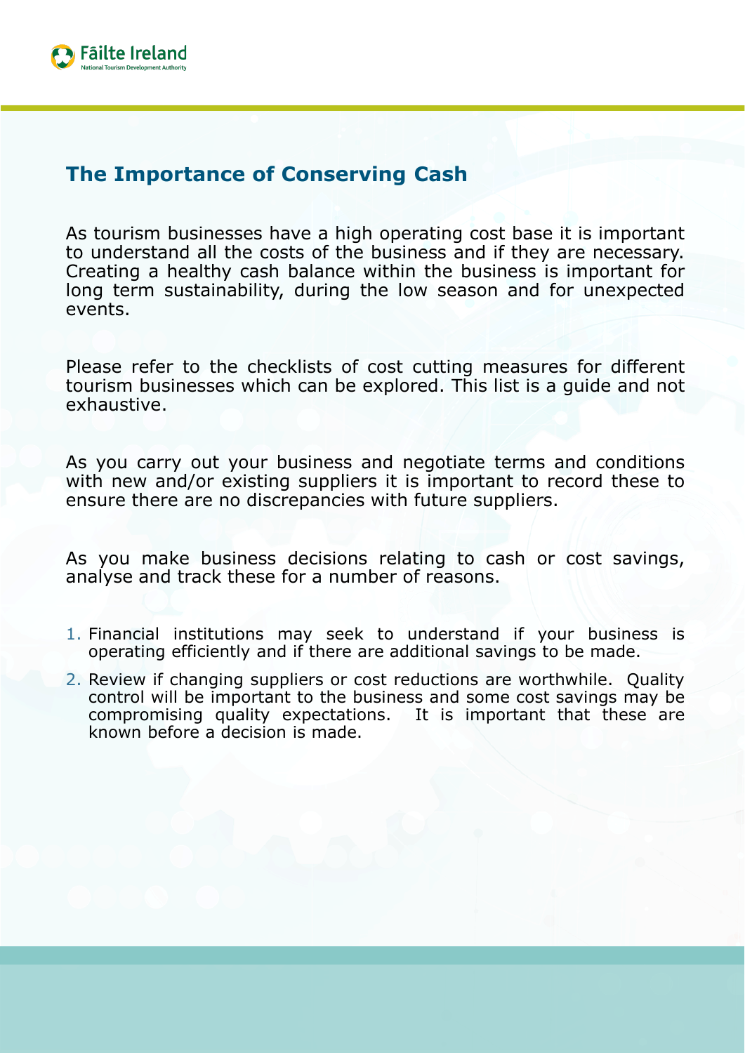## The Importance of Conserving Cash

As tourism businesses have a high operating cost base it is important to understand all the costs of the business and if they are necessary. Creating a healthy cash balance within the business is important for long term sustainability, during the low season and for unexpected events.

Please refer to the checklists of cost cutting measures for different tourism businesses which can be explored. This list is a guide and not exhaustive.

As you carry out your business and negotiate terms and conditions with new and/or existing suppliers it is important to record these to ensure there are no discrepancies with future suppliers.

As you make business decisions relating to cash or cost savings, analyse and track these for a number of reasons.

1. Financial institutions may seek to understand if your business is operating efficiently and if there are additional savings to be made.
2. Review if changing suppliers or cost reductions are worthwhile. Quality control will be important to the business and some cost savings may be compromising quality expectations. It is important that these are known before a decision is made.